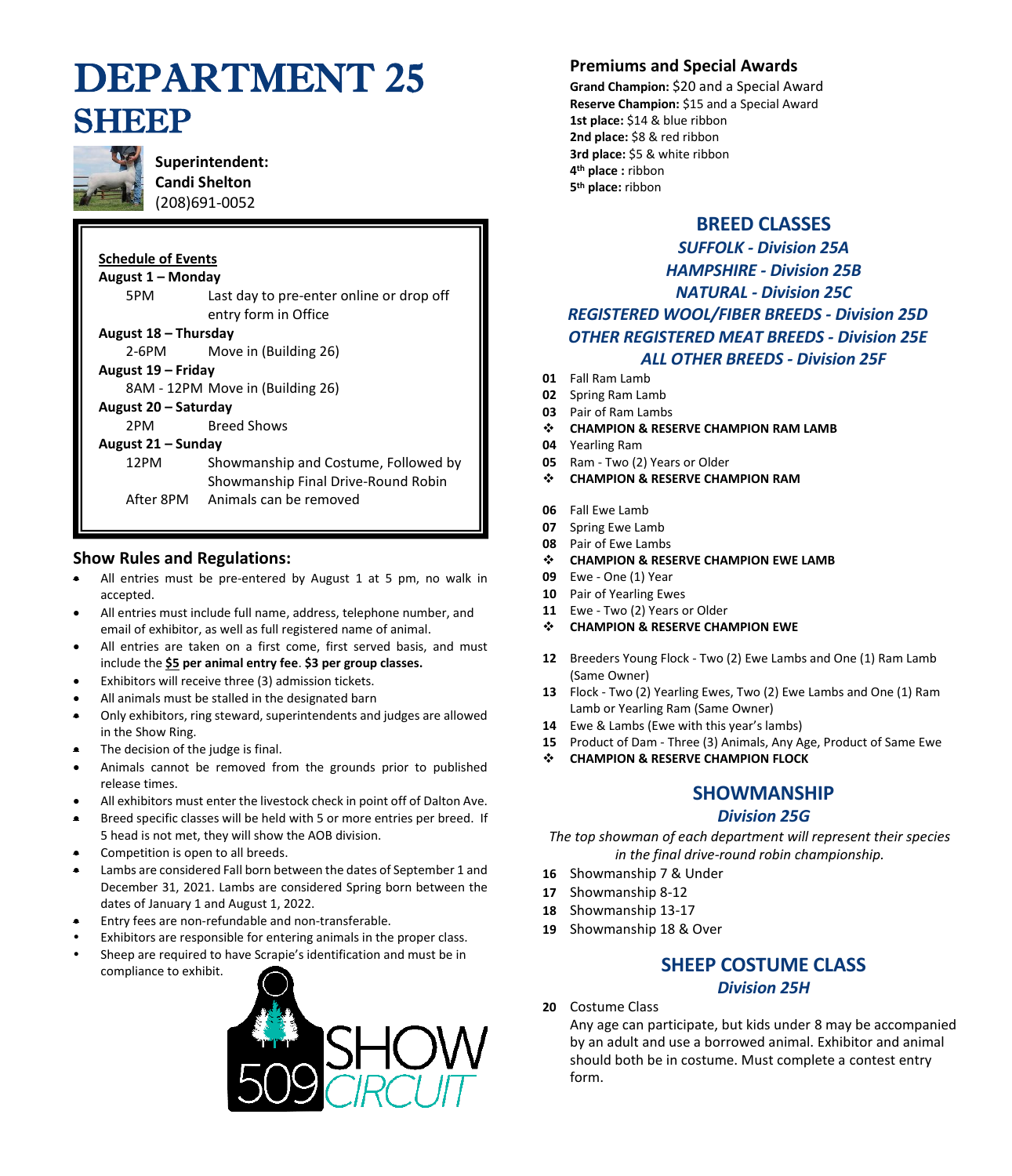# DEPARTMENT 25
# SHEEP

**Superintendent:**
**Candi Shelton**
(208)691-0052

**Schedule of Events**

**August 1 – Monday**
5PM Last day to pre-enter online or drop off entry form in Office

**August 18 – Thursday**
2-6PM Move in (Building 26)

**August 19 – Friday**
8AM - 12PM Move in (Building 26)

**August 20 – Saturday**
2PM Breed Shows

**August 21 – Sunday**
12PM Showmanship and Costume, Followed by Showmanship Final Drive-Round Robin
After 8PM Animals can be removed

## Show Rules and Regulations:

- All entries must be pre-entered by August 1 at 5 pm, no walk in accepted.
- All entries must include full name, address, telephone number, and email of exhibitor, as well as full registered name of animal.
- All entries are taken on a first come, first served basis, and must include the **$5 per animal entry fee**. **$3 per group classes.**
- Exhibitors will receive three (3) admission tickets.
- All animals must be stalled in the designated barn
- Only exhibitors, ring steward, superintendents and judges are allowed in the Show Ring.
- The decision of the judge is final.
- Animals cannot be removed from the grounds prior to published release times.
- All exhibitors must enter the livestock check in point off of Dalton Ave.
- Breed specific classes will be held with 5 or more entries per breed. If 5 head is not met, they will show the AOB division.
- Competition is open to all breeds.
- Lambs are considered Fall born between the dates of September 1 and December 31, 2021. Lambs are considered Spring born between the dates of January 1 and August 1, 2022.
- Entry fees are non-refundable and non-transferable.
- Exhibitors are responsible for entering animals in the proper class.
- Sheep are required to have Scrapie's identification and must be in compliance to exhibit.

509 SHOW CIRCUIT

## Premiums and Special Awards

**Grand Champion:** $20 and a Special Award
**Reserve Champion:** $15 and a Special Award
**1st place:** $14 & blue ribbon
**2nd place:** $8 & red ribbon
**3rd place:** $5 & white ribbon
**4th place :** ribbon
**5th place:** ribbon

## BREED CLASSES

***SUFFOLK - Division 25A***
***HAMPSHIRE - Division 25B***
***NATURAL - Division 25C***
***REGISTERED WOOL/FIBER BREEDS - Division 25D***
***OTHER REGISTERED MEAT BREEDS - Division 25E***
***ALL OTHER BREEDS - Division 25F***

**01** Fall Ram Lamb
**02** Spring Ram Lamb
**03** Pair of Ram Lambs
❖ **CHAMPION & RESERVE CHAMPION RAM LAMB**
**04** Yearling Ram
**05** Ram - Two (2) Years or Older
❖ **CHAMPION & RESERVE CHAMPION RAM**

**06** Fall Ewe Lamb
**07** Spring Ewe Lamb
**08** Pair of Ewe Lambs
❖ **CHAMPION & RESERVE CHAMPION EWE LAMB**
**09** Ewe - One (1) Year
**10** Pair of Yearling Ewes
**11** Ewe - Two (2) Years or Older
❖ **CHAMPION & RESERVE CHAMPION EWE**

**12** Breeders Young Flock - Two (2) Ewe Lambs and One (1) Ram Lamb (Same Owner)
**13** Flock - Two (2) Yearling Ewes, Two (2) Ewe Lambs and One (1) Ram Lamb or Yearling Ram (Same Owner)
**14** Ewe & Lambs (Ewe with this year's lambs)
**15** Product of Dam - Three (3) Animals, Any Age, Product of Same Ewe
❖ **CHAMPION & RESERVE CHAMPION FLOCK**

## SHOWMANSHIP

***Division 25G***

*The top showman of each department will represent their species in the final drive-round robin championship.*

**16** Showmanship 7 & Under
**17** Showmanship 8-12
**18** Showmanship 13-17
**19** Showmanship 18 & Over

## SHEEP COSTUME CLASS

***Division 25H***

**20** Costume Class
Any age can participate, but kids under 8 may be accompanied by an adult and use a borrowed animal. Exhibitor and animal should both be in costume. Must complete a contest entry form.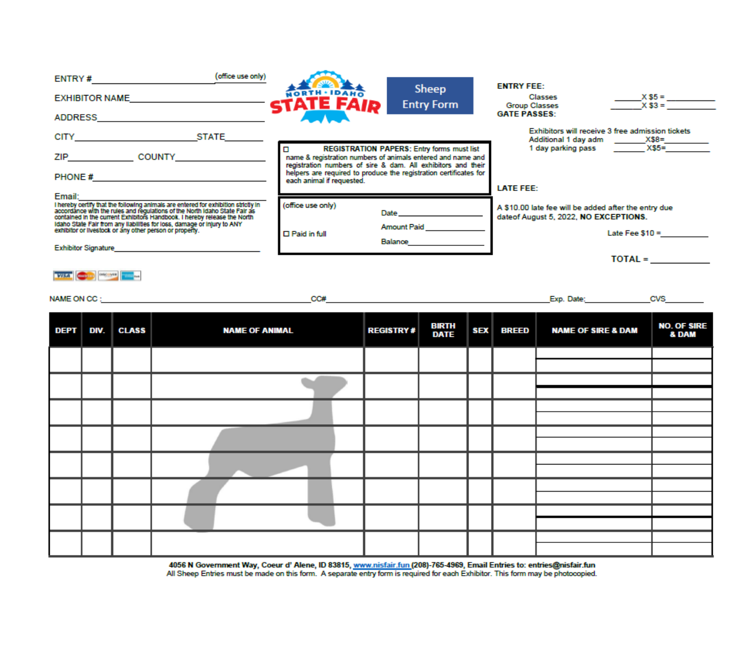ENTRY # ______________________ (office use only)

EXHIBITOR NAME ______________________

ADDRESS ______________________

CITY ______________________ STATE ________

ZIP ____________ COUNTY ______________

PHONE # ______________________

Email: ______________________

I hereby certify that the following animals are entered for exhibition strictly in accordance with the rules and regulations of the North Idaho State Fair as contained in the current Exhibitors Handbook. I hereby release the North Idaho State Fair from any liabilities for loss, damage or injury to ANY exhibitor or livestock or any other person or property.

Exhibitor Signature ______________________

NORTH · IDAHO STATE FAIR

# Sheep Entry Form

☐ **REGISTRATION PAPERS:** Entry forms must list name & registration numbers of animals entered and name and registration numbers of sire & dam. All exhibitors and their helpers are required to produce the registration certificates for each animal if requested.

(office use only)

Date ______________

Amount Paid ______________

☐ Paid in full

Balance ______________

**ENTRY FEE:**

Classes ______ X $5 = ________

Group Classes ______ X $3 = ________

**GATE PASSES:**

Exhibitors will receive 3 free admission tickets

Additional 1 day adm ______ X$8= ________

1 day parking pass ______ X$5= ________

**LATE FEE:**

A $10.00 late fee will be added after the entry due dateof August 5, 2022, **NO EXCEPTIONS.**

Late Fee $10 = ________

**TOTAL =** ________

NAME ON CC : ______________________ CC# ______________________ Exp. Date: ____________ CVS ________

| DEPT | DIV. | CLASS | NAME OF ANIMAL | REGISTRY # | BIRTH DATE | SEX | BREED | NAME OF SIRE & DAM | NO. OF SIRE & DAM |
|---|---|---|---|---|---|---|---|---|---|
| | | | | | | | | | |
| | | | | | | | | | |
| | | | | | | | | | |
| | | | | | | | | | |
| | | | | | | | | | |
| | | | | | | | | | |
| | | | | | | | | | |
| | | | | | | | | | |

**4056 N Government Way, Coeur d' Alene, ID 83815, www.nisfair.fun (208)-765-4969, Email Entries to: entries@nisfair.fun**

All Sheep Entries must be made on this form. A separate entry form is required for each Exhibitor. This form may be photocopied.